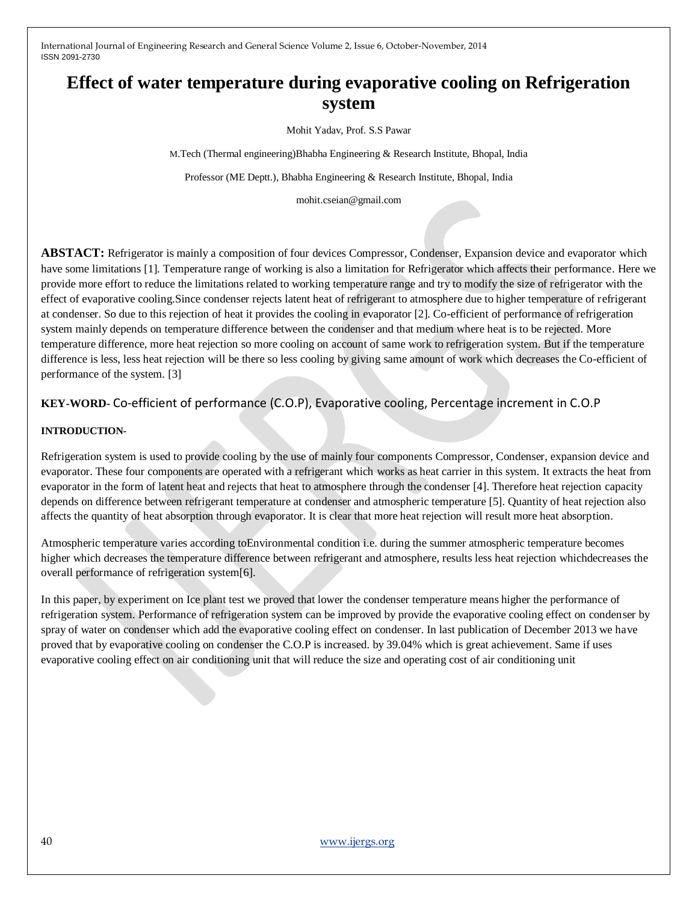# Effect of water temperature during evaporative cooling on Refrigeration system

Mohit Yadav, Prof. S.S Pawar

M.Tech (Thermal engineering)Bhabha Engineering & Research Institute, Bhopal, India

Professor (ME Deptt.), Bhabha Engineering & Research Institute, Bhopal, India

mohit.cseian@gmail.com

**ABSTACT:** Refrigerator is mainly a composition of four devices Compressor, Condenser, Expansion device and evaporator which have some limitations [1]. Temperature range of working is also a limitation for Refrigerator which affects their performance. Here we provide more effort to reduce the limitations related to working temperature range and try to modify the size of refrigerator with the effect of evaporative cooling.Since condenser rejects latent heat of refrigerant to atmosphere due to higher temperature of refrigerant at condenser. So due to this rejection of heat it provides the cooling in evaporator [2]. Co-efficient of performance of refrigeration system mainly depends on temperature difference between the condenser and that medium where heat is to be rejected. More temperature difference, more heat rejection so more cooling on account of same work to refrigeration system. But if the temperature difference is less, less heat rejection will be there so less cooling by giving same amount of work which decreases the Co-efficient of performance of the system. [3]

**KEY-WORD-** Co-efficient of performance (C.O.P), Evaporative cooling, Percentage increment in C.O.P

**INTRODUCTION-**

Refrigeration system is used to provide cooling by the use of mainly four components Compressor, Condenser, expansion device and evaporator. These four components are operated with a refrigerant which works as heat carrier in this system. It extracts the heat from evaporator in the form of latent heat and rejects that heat to atmosphere through the condenser [4]. Therefore heat rejection capacity depends on difference between refrigerant temperature at condenser and atmospheric temperature [5]. Quantity of heat rejection also affects the quantity of heat absorption through evaporator. It is clear that more heat rejection will result more heat absorption.

Atmospheric temperature varies according toEnvironmental condition i.e. during the summer atmospheric temperature becomes higher which decreases the temperature difference between refrigerant and atmosphere, results less heat rejection whichdecreases the overall performance of refrigeration system[6].

In this paper, by experiment on Ice plant test we proved that lower the condenser temperature means higher the performance of refrigeration system. Performance of refrigeration system can be improved by provide the evaporative cooling effect on condenser by spray of water on condenser which add the evaporative cooling effect on condenser. In last publication of December 2013 we have proved that by evaporative cooling on condenser the C.O.P is increased. by 39.04% which is great achievement. Same if uses evaporative cooling effect on air conditioning unit that will reduce the size and operating cost of air conditioning unit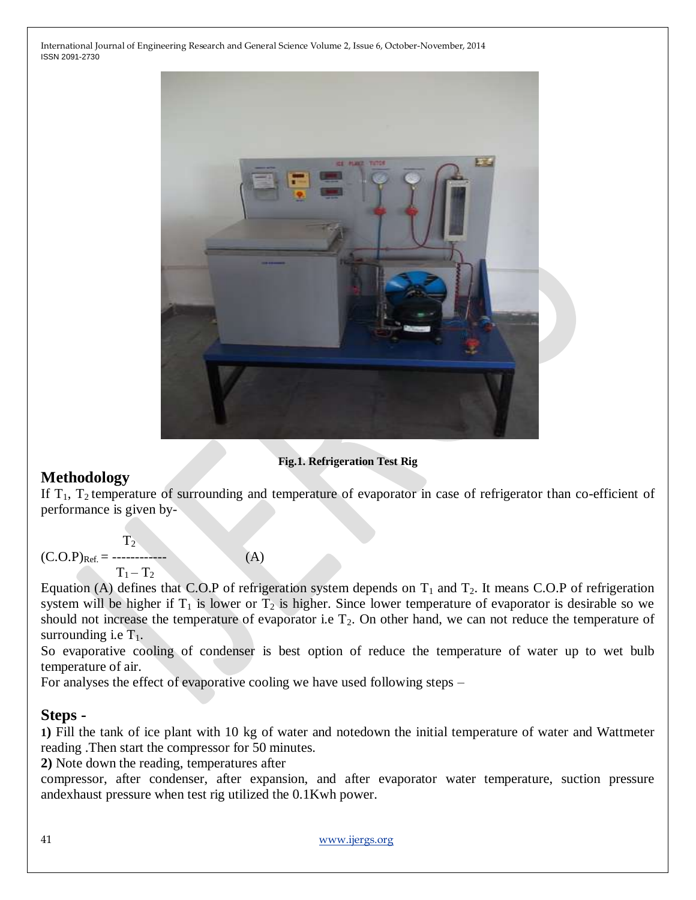Fig.1. Refrigeration Test Rig

## Methodology

If $T_1$, $T_2$ temperature of surrounding and temperature of evaporator in case of refrigerator than co-efficient of performance is given by-

$$(C.O.P)_{Ref.} = \frac{T_2}{T_1 - T_2} \qquad (A)$$

Equation (A) defines that C.O.P of refrigeration system depends on $T_1$ and $T_2$. It means C.O.P of refrigeration system will be higher if $T_1$ is lower or $T_2$ is higher. Since lower temperature of evaporator is desirable so we should not increase the temperature of evaporator i.e $T_2$. On other hand, we can not reduce the temperature of surrounding i.e $T_1$.

So evaporative cooling of condenser is best option of reduce the temperature of water up to wet bulb temperature of air.

For analyses the effect of evaporative cooling we have used following steps –

## Steps -

**1)** Fill the tank of ice plant with 10 kg of water and notedown the initial temperature of water and Wattmeter reading .Then start the compressor for 50 minutes.

**2)** Note down the reading, temperatures after compressor, after condenser, after expansion, and after evaporator water temperature, suction pressure andexhaust pressure when test rig utilized the 0.1Kwh power.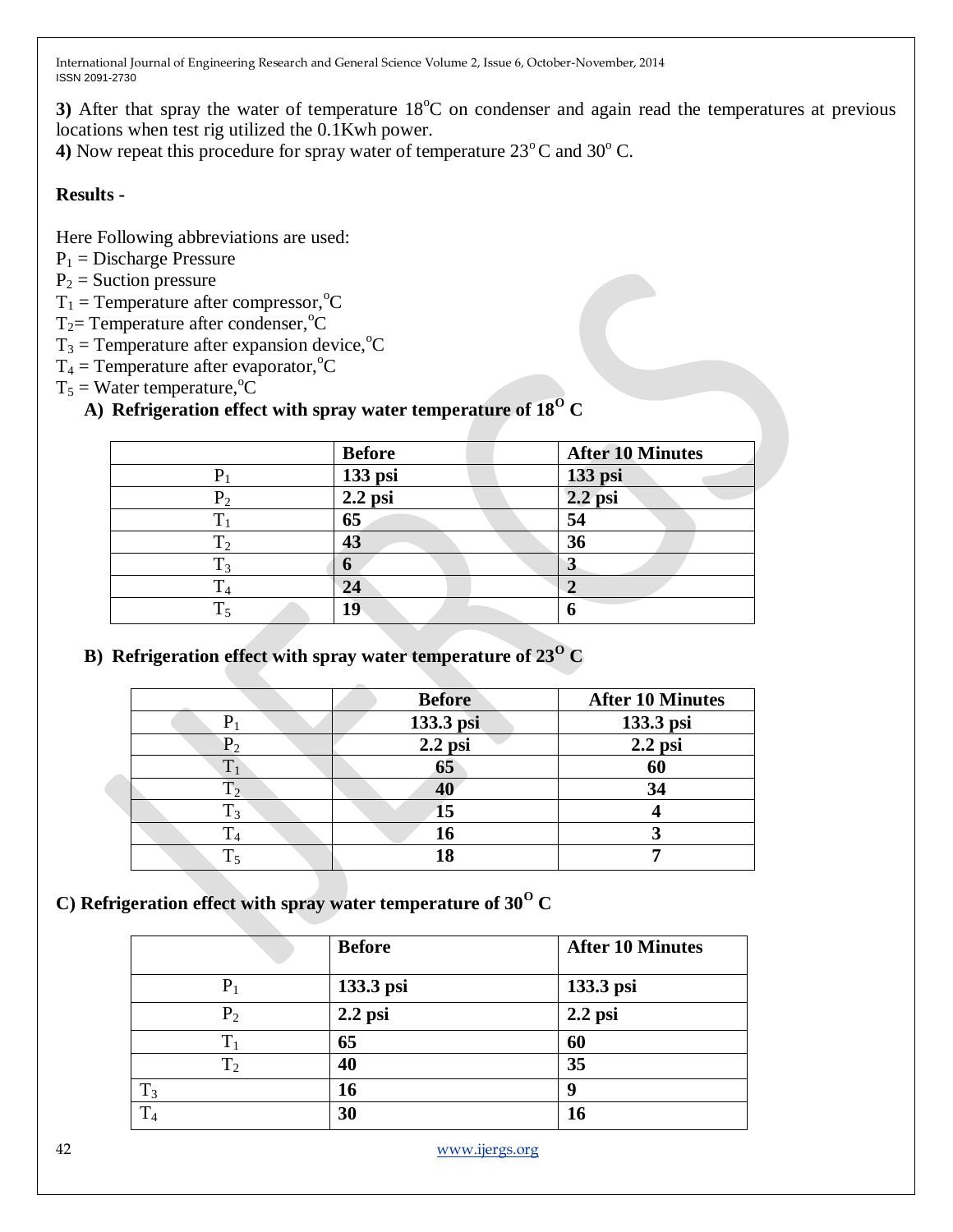**3)** After that spray the water of temperature 18°C on condenser and again read the temperatures at previous locations when test rig utilized the 0.1Kwh power.

**4)** Now repeat this procedure for spray water of temperature 23° C and 30° C.

**Results -**

Here Following abbreviations are used:

$P_1$ = Discharge Pressure

$P_2$ = Suction pressure

$T_1$ = Temperature after compressor,°C

$T_2$= Temperature after condenser,°C

$T_3$ = Temperature after expansion device,°C

$T_4$ = Temperature after evaporator,°C

$T_5$ = Water temperature,°C

**A) Refrigeration effect with spray water temperature of 18° C**

| | Before | After 10 Minutes |
|---|---|---|
| $P_1$ | **133 psi** | **133 psi** |
| $P_2$ | **2.2 psi** | **2.2 psi** |
| $T_1$ | **65** | **54** |
| $T_2$ | **43** | **36** |
| $T_3$ | **6** | **3** |
| $T_4$ | **24** | **2** |
| $T_5$ | **19** | **6** |

**B) Refrigeration effect with spray water temperature of 23° C**

| | Before | After 10 Minutes |
|---|---|---|
| $P_1$ | **133.3 psi** | **133.3 psi** |
| $P_2$ | **2.2 psi** | **2.2 psi** |
| $T_1$ | **65** | **60** |
| $T_2$ | **40** | **34** |
| $T_3$ | **15** | **4** |
| $T_4$ | **16** | **3** |
| $T_5$ | **18** | **7** |

**C) Refrigeration effect with spray water temperature of 30° C**

| | Before | After 10 Minutes |
|---|---|---|
| $P_1$ | **133.3 psi** | **133.3 psi** |
| $P_2$ | **2.2 psi** | **2.2 psi** |
| $T_1$ | **65** | **60** |
| $T_2$ | **40** | **35** |
| $T_3$ | **16** | **9** |
| $T_4$ | **30** | **16** |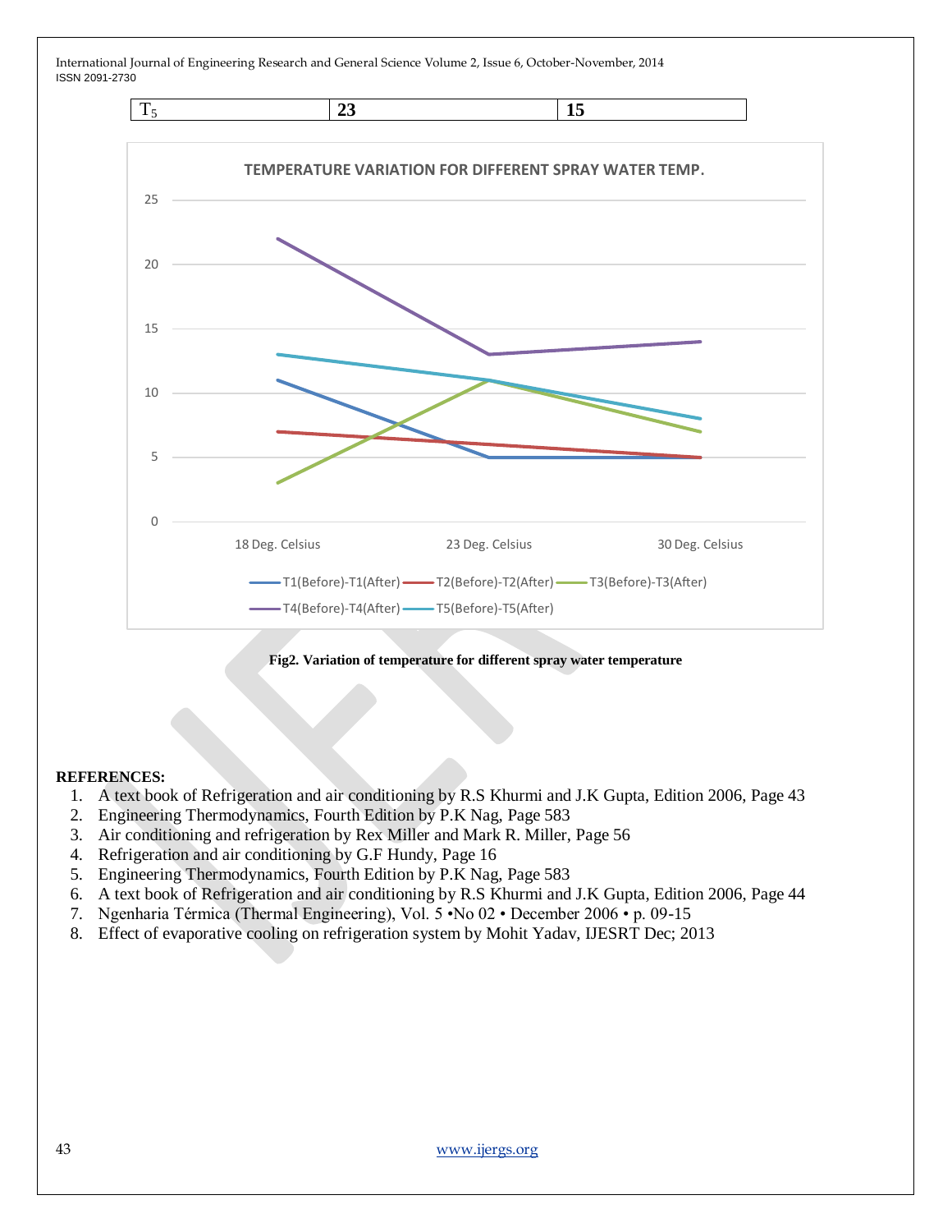| | | |
|---|---|---|
| $T_5$ | **23** | **15** |

TEMPERATURE VARIATION FOR DIFFERENT SPRAY WATER TEMP.

25
20
15
10
5
0

18 Deg. Celsius
23 Deg. Celsius
30 Deg. Celsius

T1(Before)-T1(After)
T2(Before)-T2(After)
T3(Before)-T3(After)
T4(Before)-T4(After)
T5(Before)-T5(After)

**Fig2. Variation of temperature for different spray water temperature**

**REFERENCES:**

1. A text book of Refrigeration and air conditioning by R.S Khurmi and J.K Gupta, Edition 2006, Page 43
2. Engineering Thermodynamics, Fourth Edition by P.K Nag, Page 583
3. Air conditioning and refrigeration by Rex Miller and Mark R. Miller, Page 56
4. Refrigeration and air conditioning by G.F Hundy, Page 16
5. Engineering Thermodynamics, Fourth Edition by P.K Nag, Page 583
6. A text book of Refrigeration and air conditioning by R.S Khurmi and J.K Gupta, Edition 2006, Page 44
7. Ngenharia Térmica (Thermal Engineering), Vol. 5 •No 02 • December 2006 • p. 09-15
8. Effect of evaporative cooling on refrigeration system by Mohit Yadav, IJESRT Dec; 2013